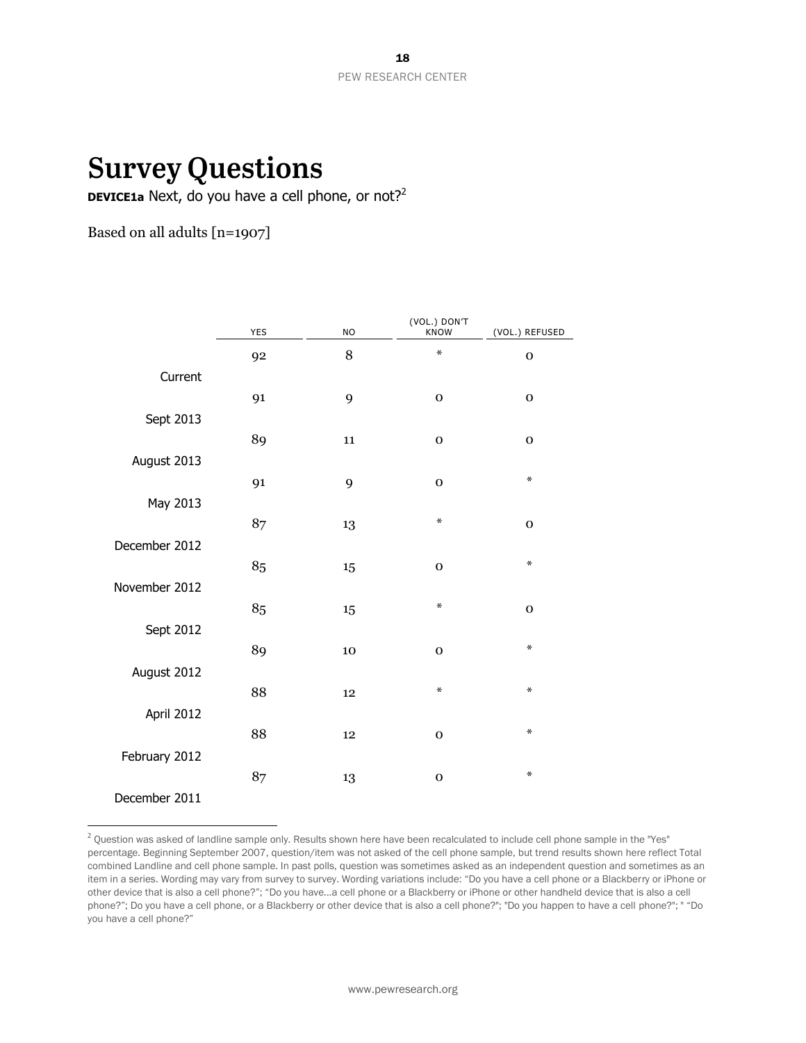# Survey Questions

**DEVICE1a** Next, do you have a cell phone, or not?[2]

Based on all adults [n=1907]

| | YES | NO | (VOL.) DON'T KNOW | (VOL.) REFUSED |
|---|---|---|---|---|
| Current | 92 | 8 | * | 0 |
| Sept 2013 | 91 | 9 | 0 | 0 |
| August 2013 | 89 | 11 | 0 | 0 |
| May 2013 | 91 | 9 | 0 | * |
| December 2012 | 87 | 13 | * | 0 |
| November 2012 | 85 | 15 | 0 | * |
| Sept 2012 | 85 | 15 | * | 0 |
| August 2012 | 89 | 10 | 0 | * |
| April 2012 | 88 | 12 | * | * |
| February 2012 | 88 | 12 | 0 | * |
| December 2011 | 87 | 13 | 0 | * |

[2] Question was asked of landline sample only. Results shown here have been recalculated to include cell phone sample in the "Yes" percentage. Beginning September 2007, question/item was not asked of the cell phone sample, but trend results shown here reflect Total combined Landline and cell phone sample. In past polls, question was sometimes asked as an independent question and sometimes as an item in a series. Wording may vary from survey to survey. Wording variations include: "Do you have a cell phone or a Blackberry or iPhone or other device that is also a cell phone?"; "Do you have...a cell phone or a Blackberry or iPhone or other handheld device that is also a cell phone?"; Do you have a cell phone, or a Blackberry or other device that is also a cell phone?"; "Do you happen to have a cell phone?"; " "Do you have a cell phone?"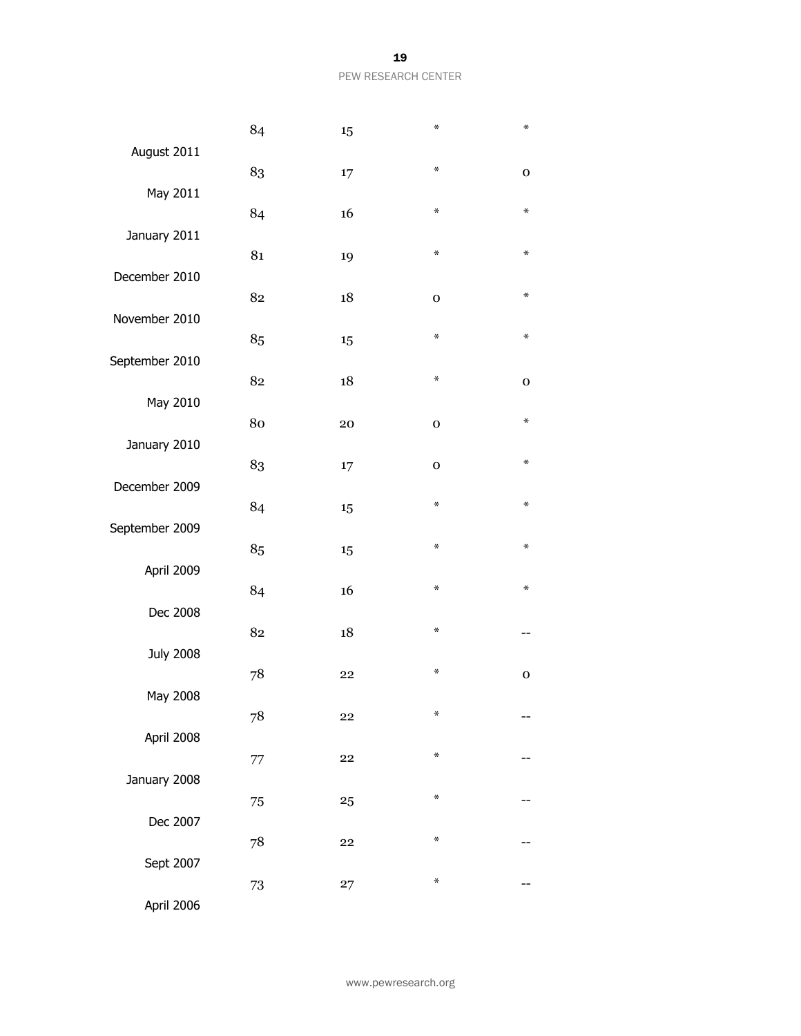| | | | | |
|---|---|---|---|---|
| August 2011 | 84 | 15 | * | * |
| May 2011 | 83 | 17 | * | 0 |
| January 2011 | 84 | 16 | * | * |
| December 2010 | 81 | 19 | * | * |
| November 2010 | 82 | 18 | 0 | * |
| September 2010 | 85 | 15 | * | * |
| May 2010 | 82 | 18 | * | 0 |
| January 2010 | 80 | 20 | 0 | * |
| December 2009 | 83 | 17 | 0 | * |
| September 2009 | 84 | 15 | * | * |
| April 2009 | 85 | 15 | * | * |
| Dec 2008 | 84 | 16 | * | * |
| July 2008 | 82 | 18 | * | -- |
| May 2008 | 78 | 22 | * | 0 |
| April 2008 | 78 | 22 | * | -- |
| January 2008 | 77 | 22 | * | -- |
| Dec 2007 | 75 | 25 | * | -- |
| Sept 2007 | 78 | 22 | * | -- |
| April 2006 | 73 | 27 | * | -- |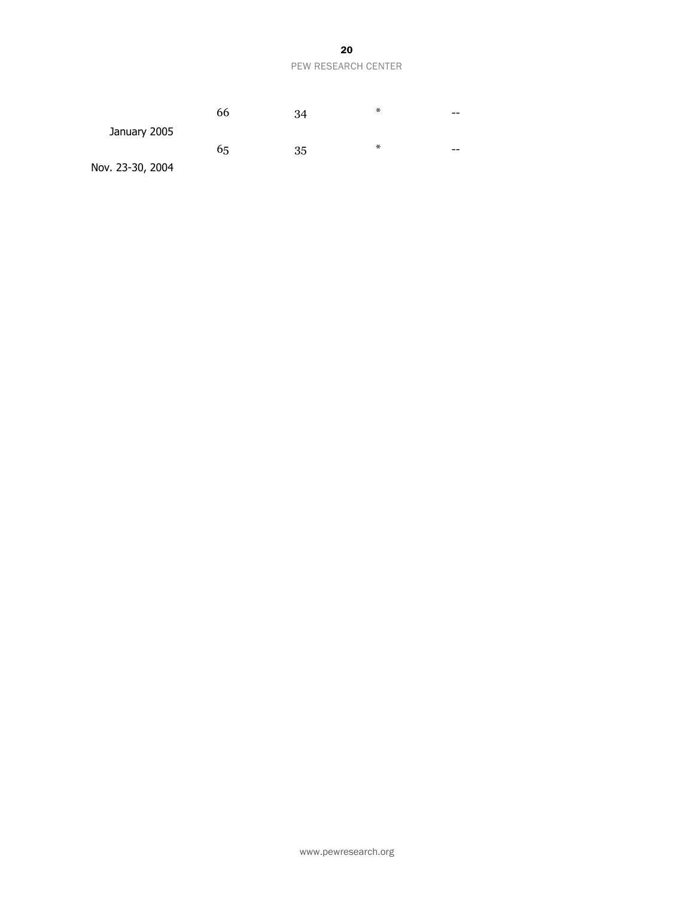| | | | | |
|---|---|---|---|---|
| January 2005 | 66 | 34 | * | -- |
| Nov. 23-30, 2004 | 65 | 35 | * | -- |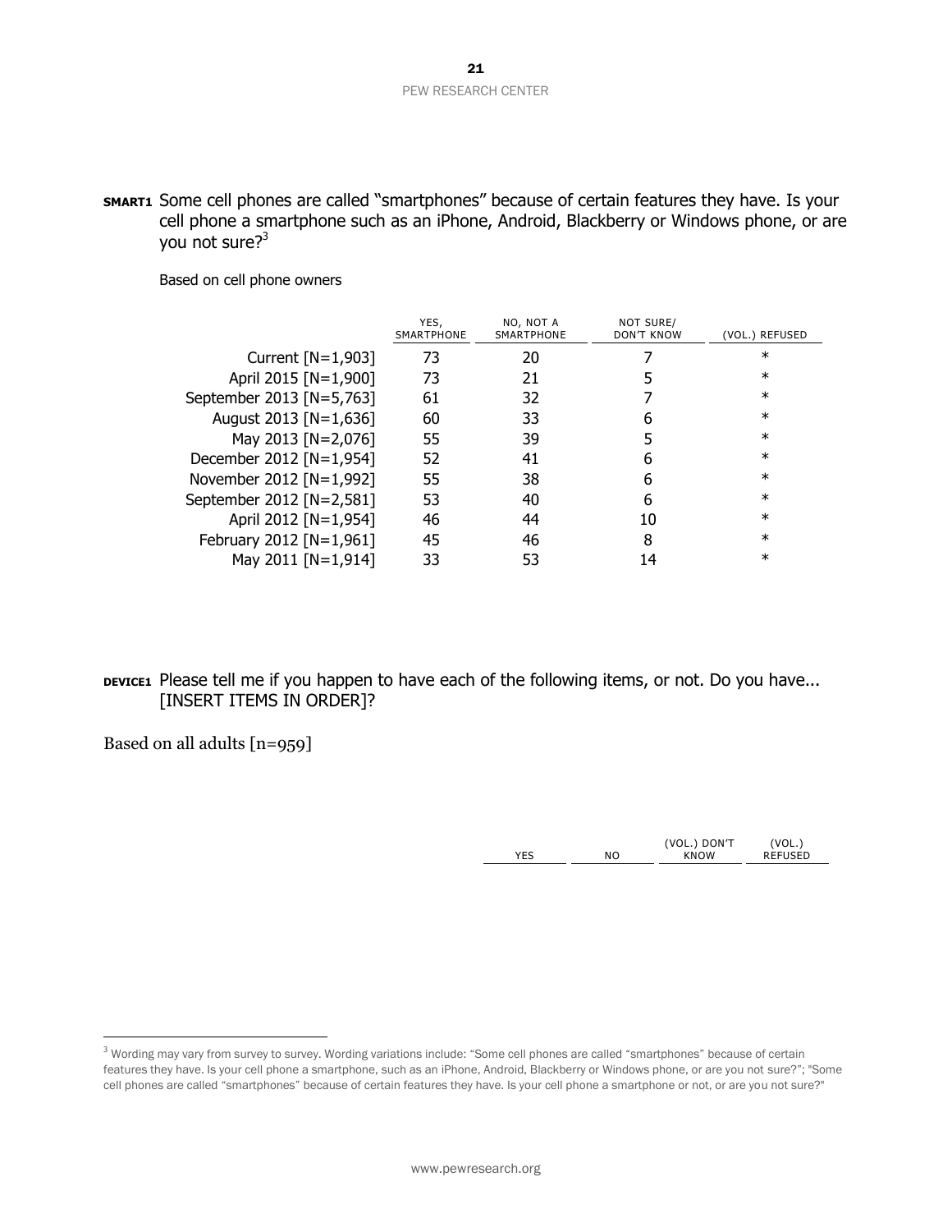**SMART1** Some cell phones are called "smartphones" because of certain features they have. Is your cell phone a smartphone such as an iPhone, Android, Blackberry or Windows phone, or are you not sure?[3]

Based on cell phone owners

| | YES, SMARTPHONE | NO, NOT A SMARTPHONE | NOT SURE/ DON'T KNOW | (VOL.) REFUSED |
|---|---|---|---|---|
| Current [N=1,903] | 73 | 20 | 7 | * |
| April 2015 [N=1,900] | 73 | 21 | 5 | * |
| September 2013 [N=5,763] | 61 | 32 | 7 | * |
| August 2013 [N=1,636] | 60 | 33 | 6 | * |
| May 2013 [N=2,076] | 55 | 39 | 5 | * |
| December 2012 [N=1,954] | 52 | 41 | 6 | * |
| November 2012 [N=1,992] | 55 | 38 | 6 | * |
| September 2012 [N=2,581] | 53 | 40 | 6 | * |
| April 2012 [N=1,954] | 46 | 44 | 10 | * |
| February 2012 [N=1,961] | 45 | 46 | 8 | * |
| May 2011 [N=1,914] | 33 | 53 | 14 | * |

**DEVICE1** Please tell me if you happen to have each of the following items, or not. Do you have... [INSERT ITEMS IN ORDER]?

Based on all adults [n=959]

| | YES | NO | (VOL.) DON'T KNOW | (VOL.) REFUSED |
|---|---|---|---|---|

[3] Wording may vary from survey to survey. Wording variations include: "Some cell phones are called "smartphones" because of certain features they have. Is your cell phone a smartphone, such as an iPhone, Android, Blackberry or Windows phone, or are you not sure?"; "Some cell phones are called "smartphones" because of certain features they have. Is your cell phone a smartphone or not, or are you not sure?"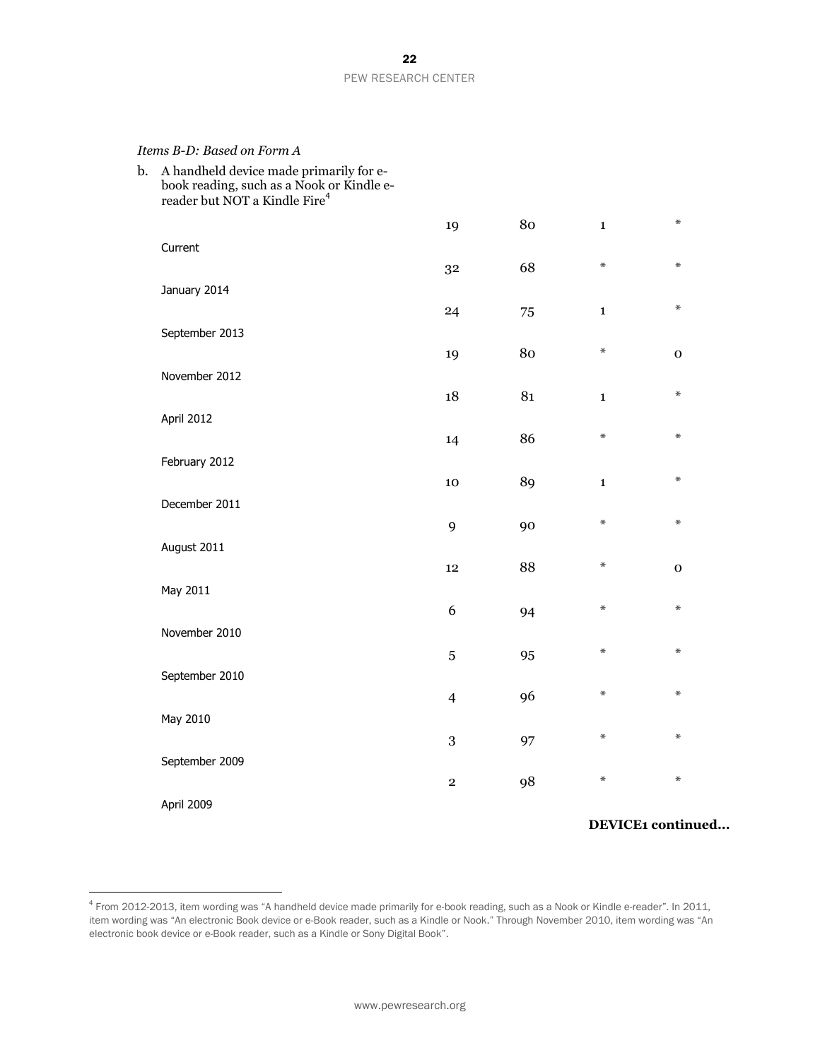*Items B-D: Based on Form A*

b. A handheld device made primarily for e-book reading, such as a Nook or Kindle e-reader but NOT a Kindle Fire[4]

| | | | | |
|---|---|---|---|---|
| Current | 19 | 80 | 1 | * |
| January 2014 | 32 | 68 | * | * |
| September 2013 | 24 | 75 | 1 | * |
| November 2012 | 19 | 80 | * | 0 |
| April 2012 | 18 | 81 | 1 | * |
| February 2012 | 14 | 86 | * | * |
| December 2011 | 10 | 89 | 1 | * |
| August 2011 | 9 | 90 | * | * |
| May 2011 | 12 | 88 | * | 0 |
| November 2010 | 6 | 94 | * | * |
| September 2010 | 5 | 95 | * | * |
| May 2010 | 4 | 96 | * | * |
| September 2009 | 3 | 97 | * | * |
| April 2009 | 2 | 98 | * | * |

**DEVICE1 continued…**

[4] From 2012-2013, item wording was "A handheld device made primarily for e-book reading, such as a Nook or Kindle e-reader". In 2011, item wording was "An electronic Book device or e-Book reader, such as a Kindle or Nook." Through November 2010, item wording was "An electronic book device or e-Book reader, such as a Kindle or Sony Digital Book".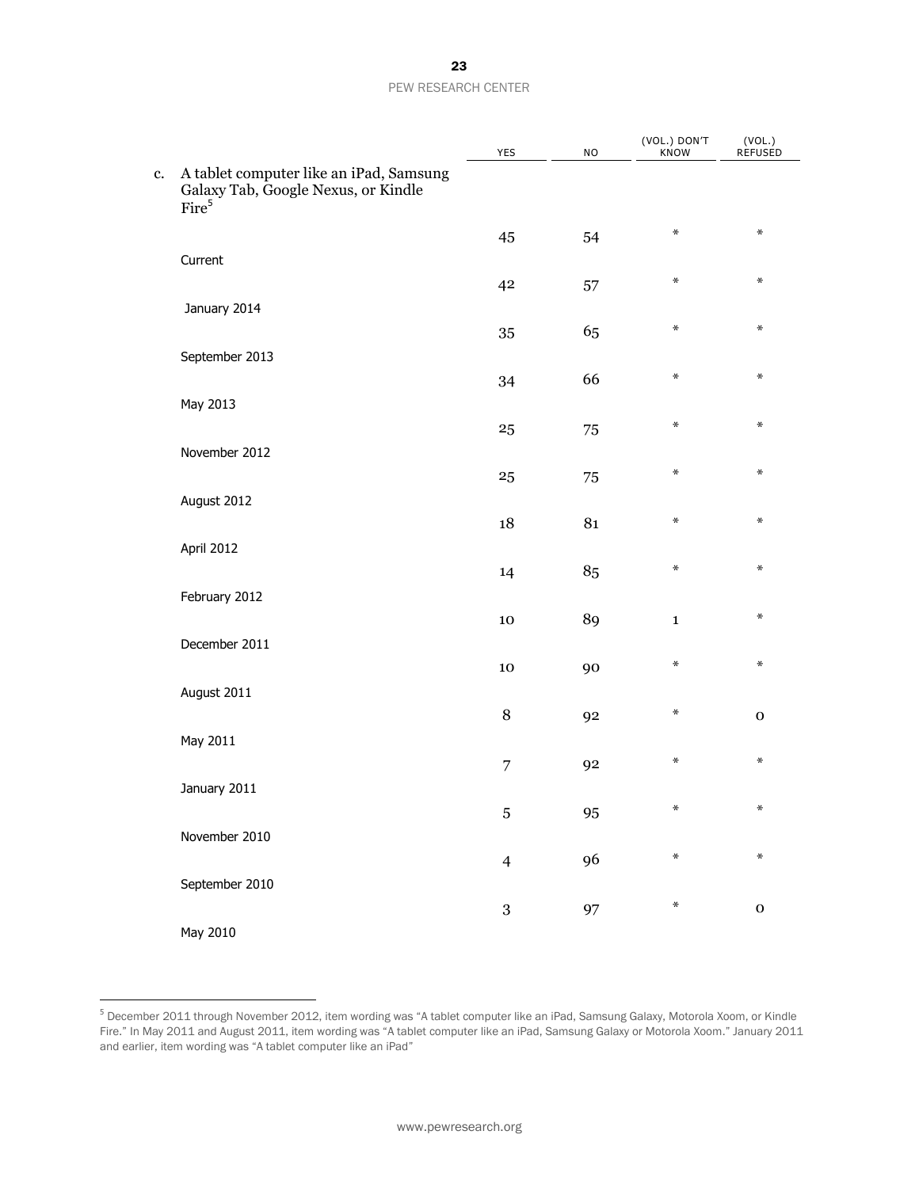| | YES | NO | (VOL.) DON'T KNOW | (VOL.) REFUSED |
|---|---|---|---|---|
| c. A tablet computer like an iPad, Samsung Galaxy Tab, Google Nexus, or Kindle Fire[5] | | | | |
| Current | 45 | 54 | * | * |
| January 2014 | 42 | 57 | * | * |
| September 2013 | 35 | 65 | * | * |
| May 2013 | 34 | 66 | * | * |
| November 2012 | 25 | 75 | * | * |
| August 2012 | 25 | 75 | * | * |
| April 2012 | 18 | 81 | * | * |
| February 2012 | 14 | 85 | * | * |
| December 2011 | 10 | 89 | 1 | * |
| August 2011 | 10 | 90 | * | * |
| May 2011 | 8 | 92 | * | 0 |
| January 2011 | 7 | 92 | * | * |
| November 2010 | 5 | 95 | * | * |
| September 2010 | 4 | 96 | * | * |
| May 2010 | 3 | 97 | * | 0 |

[5] December 2011 through November 2012, item wording was "A tablet computer like an iPad, Samsung Galaxy, Motorola Xoom, or Kindle Fire." In May 2011 and August 2011, item wording was "A tablet computer like an iPad, Samsung Galaxy or Motorola Xoom." January 2011 and earlier, item wording was "A tablet computer like an iPad"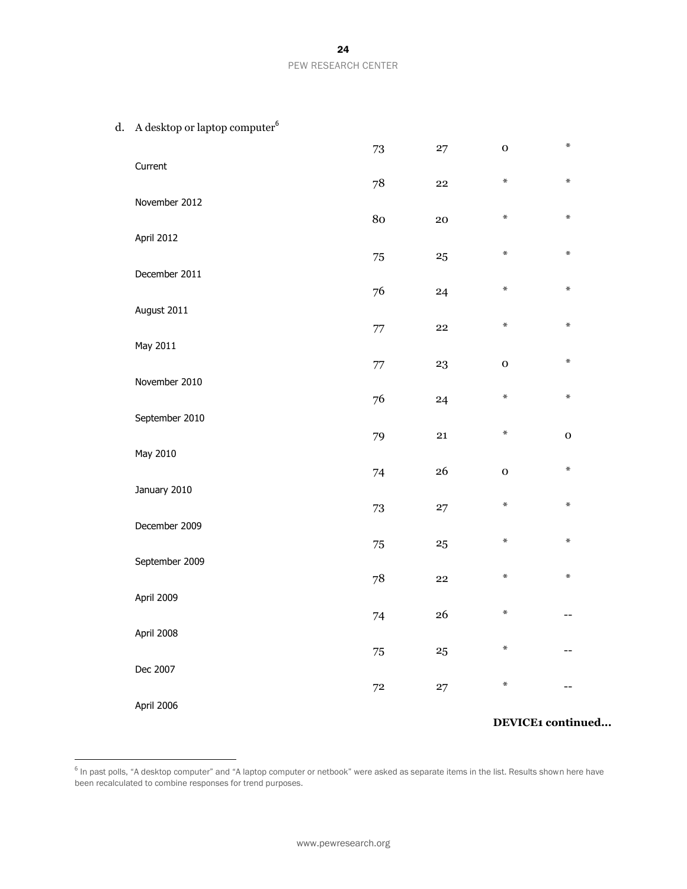d. A desktop or laptop computer[6]

| | | | | |
|---|---|---|---|---|
| Current | 73 | 27 | 0 | * |
| November 2012 | 78 | 22 | * | * |
| April 2012 | 80 | 20 | * | * |
| December 2011 | 75 | 25 | * | * |
| August 2011 | 76 | 24 | * | * |
| May 2011 | 77 | 22 | * | * |
| November 2010 | 77 | 23 | 0 | * |
| September 2010 | 76 | 24 | * | * |
| May 2010 | 79 | 21 | * | 0 |
| January 2010 | 74 | 26 | 0 | * |
| December 2009 | 73 | 27 | * | * |
| September 2009 | 75 | 25 | * | * |
| April 2009 | 78 | 22 | * | * |
| April 2008 | 74 | 26 | * | -- |
| Dec 2007 | 75 | 25 | * | -- |
| April 2006 | 72 | 27 | * | -- |

**DEVICE1 continued...**

[6] In past polls, "A desktop computer" and "A laptop computer or netbook" were asked as separate items in the list. Results shown here have been recalculated to combine responses for trend purposes.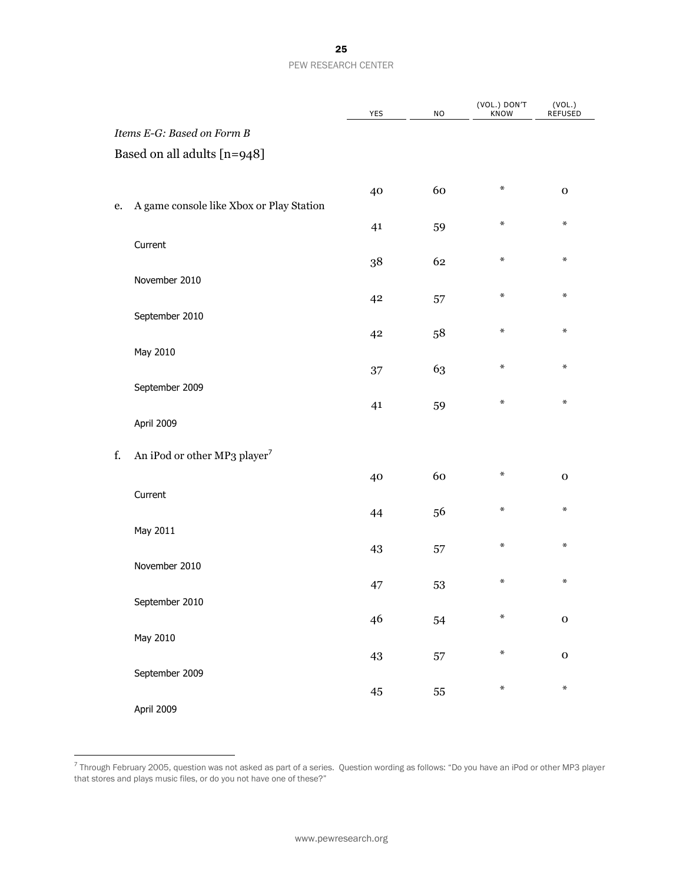| | YES | NO | (VOL.) DON'T KNOW | (VOL.) REFUSED |
|---|---|---|---|---|
| *Items E-G: Based on Form B* | | | | |
| Based on all adults [n=948] | | | | |
| e. A game console like Xbox or Play Station | | | | |
| Current | 40 | 60 | * | 0 |
| November 2010 | 41 | 59 | * | * |
| September 2010 | 38 | 62 | * | * |
| May 2010 | 42 | 57 | * | * |
| September 2009 | 42 | 58 | * | * |
| April 2009 | 37 | 63 | * | * |
| | 41 | 59 | * | * |
| f. An iPod or other MP3 player[7] | | | | |
| Current | 40 | 60 | * | 0 |
| May 2011 | 44 | 56 | * | * |
| November 2010 | 43 | 57 | * | * |
| September 2010 | 47 | 53 | * | * |
| May 2010 | 46 | 54 | * | 0 |
| September 2009 | 43 | 57 | * | 0 |
| April 2009 | 45 | 55 | * | * |

[7] Through February 2005, question was not asked as part of a series. Question wording as follows: "Do you have an iPod or other MP3 player that stores and plays music files, or do you not have one of these?"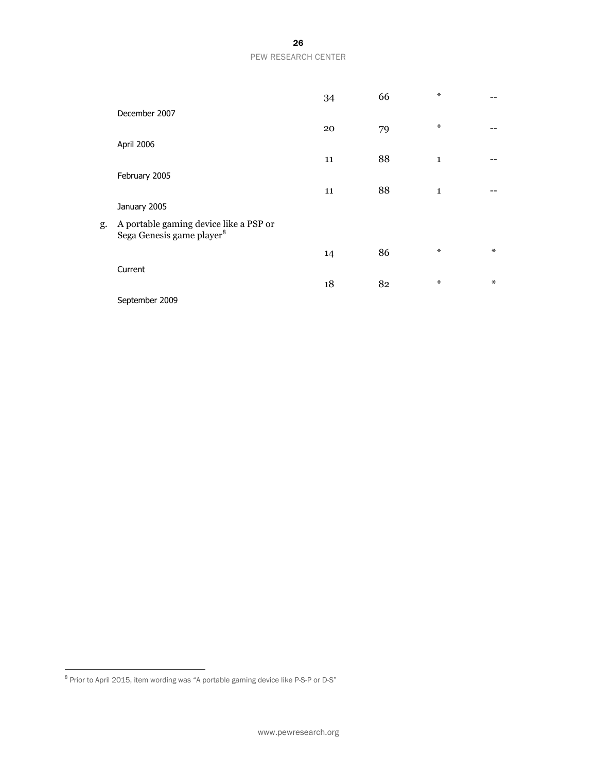| | | | | |
|---|---|---|---|---|
| December 2007 | 34 | 66 | * | -- |
| April 2006 | 20 | 79 | * | -- |
| February 2005 | 11 | 88 | 1 | -- |
| January 2005 | 11 | 88 | 1 | -- |
| g. A portable gaming device like a PSP or Sega Genesis game player[8] | | | | |
| Current | 14 | 86 | * | * |
| September 2009 | 18 | 82 | * | * |

[8] Prior to April 2015, item wording was "A portable gaming device like P-S-P or D-S"